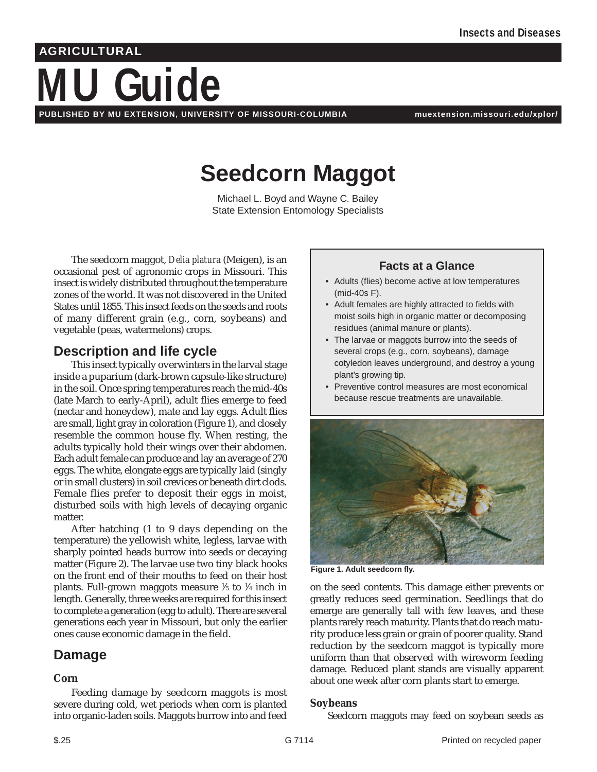Insects and Diseases

AGRICULTURAL

# MU Guide

PUBLISHED BY MU EXTENSION, UNIVERSITY OF MISSOURI-COLUMBIA muextension.missouri.edu/xplor/

# Seedcorn Maggot

Michael L. Boyd and Wayne C. Bailey
State Extension Entomology Specialists

The seedcorn maggot, *Delia platura* (Meigen), is an occasional pest of agronomic crops in Missouri. This insect is widely distributed throughout the temperature zones of the world. It was not discovered in the United States until 1855. This insect feeds on the seeds and roots of many different grain (e.g., corn, soybeans) and vegetable (peas, watermelons) crops.

### Facts at a Glance

- Adults (flies) become active at low temperatures (mid-40s F).
- Adult females are highly attracted to fields with moist soils high in organic matter or decomposing residues (animal manure or plants).
- The larvae or maggots burrow into the seeds of several crops (e.g., corn, soybeans), damage cotyledon leaves underground, and destroy a young plant's growing tip.
- Preventive control measures are most economical because rescue treatments are unavailable.

## Description and life cycle

This insect typically overwinters in the larval stage inside a puparium (dark-brown capsule-like structure) in the soil. Once spring temperatures reach the mid-40s (late March to early-April), adult flies emerge to feed (nectar and honeydew), mate and lay eggs. Adult flies are small, light gray in coloration (Figure 1), and closely resemble the common house fly. When resting, the adults typically hold their wings over their abdomen. Each adult female can produce and lay an average of 270 eggs. The white, elongate eggs are typically laid (singly or in small clusters) in soil crevices or beneath dirt clods. Female flies prefer to deposit their eggs in moist, disturbed soils with high levels of decaying organic matter.

After hatching (1 to 9 days depending on the temperature) the yellowish white, legless, larvae with sharply pointed heads burrow into seeds or decaying matter (Figure 2). The larvae use two tiny black hooks on the front end of their mouths to feed on their host plants. Full-grown maggots measure ⅕ to ¼ inch in length. Generally, three weeks are required for this insect to complete a generation (egg to adult). There are several generations each year in Missouri, but only the earlier ones cause economic damage in the field.

Figure 1. Adult seedcorn fly.

## Damage

### Corn

Feeding damage by seedcorn maggots is most severe during cold, wet periods when corn is planted into organic-laden soils. Maggots burrow into and feed on the seed contents. This damage either prevents or greatly reduces seed germination. Seedlings that do emerge are generally tall with few leaves, and these plants rarely reach maturity. Plants that do reach maturity produce less grain or grain of poorer quality. Stand reduction by the seedcorn maggot is typically more uniform than that observed with wireworm feeding damage. Reduced plant stands are visually apparent about one week after corn plants start to emerge.

### Soybeans

Seedcorn maggots may feed on soybean seeds as

$.25 G 7114 Printed on recycled paper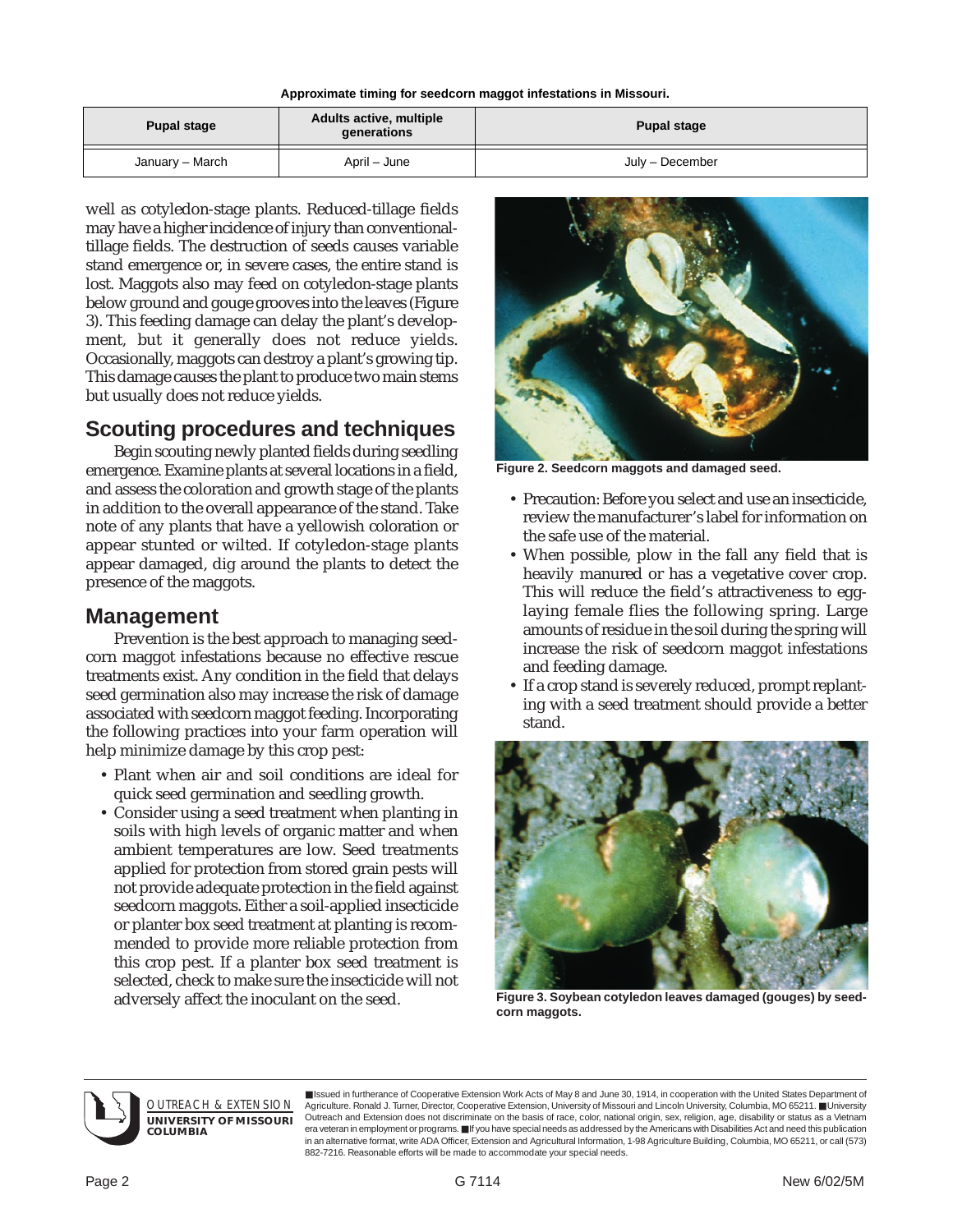**Approximate timing for seedcorn maggot infestations in Missouri.**

| Pupal stage | Adults active, multiple generations | Pupal stage |
| --- | --- | --- |
| January – March | April – June | July – December |

well as cotyledon-stage plants. Reduced-tillage fields may have a higher incidence of injury than conventional-tillage fields. The destruction of seeds causes variable stand emergence or, in severe cases, the entire stand is lost. Maggots also may feed on cotyledon-stage plants below ground and gouge grooves into the leaves (Figure 3). This feeding damage can delay the plant's development, but it generally does not reduce yields. Occasionally, maggots can destroy a plant's growing tip. This damage causes the plant to produce two main stems but usually does not reduce yields.

## Scouting procedures and techniques

Begin scouting newly planted fields during seedling emergence. Examine plants at several locations in a field, and assess the coloration and growth stage of the plants in addition to the overall appearance of the stand. Take note of any plants that have a yellowish coloration or appear stunted or wilted. If cotyledon-stage plants appear damaged, dig around the plants to detect the presence of the maggots.

## Management

Prevention is the best approach to managing seedcorn maggot infestations because no effective rescue treatments exist. Any condition in the field that delays seed germination also may increase the risk of damage associated with seedcorn maggot feeding. Incorporating the following practices into your farm operation will help minimize damage by this crop pest:

- Plant when air and soil conditions are ideal for quick seed germination and seedling growth.
- Consider using a seed treatment when planting in soils with high levels of organic matter and when ambient temperatures are low. Seed treatments applied for protection from stored grain pests will not provide adequate protection in the field against seedcorn maggots. Either a soil-applied insecticide or planter box seed treatment at planting is recommended to provide more reliable protection from this crop pest. If a planter box seed treatment is selected, check to make sure the insecticide will not adversely affect the inoculant on the seed.

**Figure 2. Seedcorn maggots and damaged seed.**

- Precaution: Before you select and use an insecticide, review the manufacturer's label for information on the safe use of the material.
- When possible, plow in the fall any field that is heavily manured or has a vegetative cover crop. This will reduce the field's attractiveness to egg-laying female flies the following spring. Large amounts of residue in the soil during the spring will increase the risk of seedcorn maggot infestations and feeding damage.
- If a crop stand is severely reduced, prompt replanting with a seed treatment should provide a better stand.

**Figure 3. Soybean cotyledon leaves damaged (gouges) by seedcorn maggots.**

OUTREACH & EXTENSION
UNIVERSITY OF MISSOURI COLUMBIA

■ Issued in furtherance of Cooperative Extension Work Acts of May 8 and June 30, 1914, in cooperation with the United States Department of Agriculture. Ronald J. Turner, Director, Cooperative Extension, University of Missouri and Lincoln University, Columbia, MO 65211. ■ University Outreach and Extension does not discriminate on the basis of race, color, national origin, sex, religion, age, disability or status as a Vietnam era veteran in employment or programs. ■ If you have special needs as addressed by the Americans with Disabilities Act and need this publication in an alternative format, write ADA Officer, Extension and Agricultural Information, 1-98 Agriculture Building, Columbia, MO 65211, or call (573) 882-7216. Reasonable efforts will be made to accommodate your special needs.

G 7114 New 6/02/5M